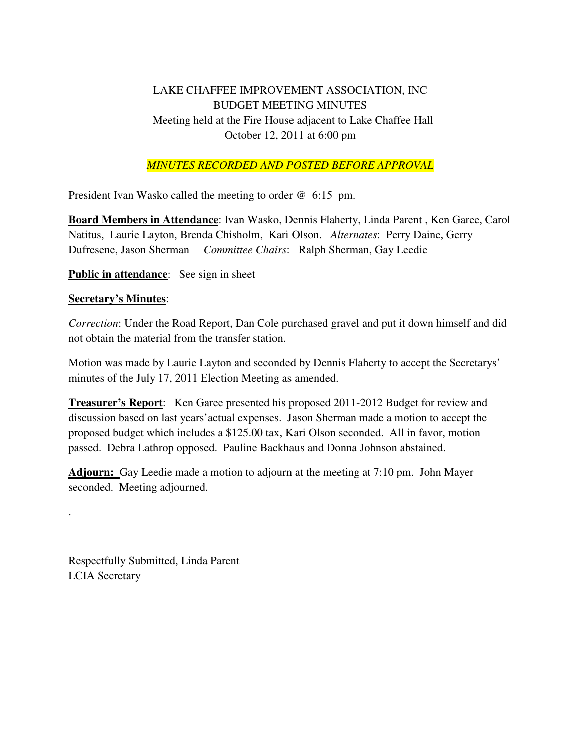LAKE CHAFFEE IMPROVEMENT ASSOCIATION, INC
BUDGET MEETING MINUTES
Meeting held at the Fire House adjacent to Lake Chaffee Hall
October 12, 2011 at 6:00 pm

*MINUTES RECORDED AND POSTED BEFORE APPROVAL*

President Ivan Wasko called the meeting to order @ 6:15 pm.

**Board Members in Attendance**: Ivan Wasko, Dennis Flaherty, Linda Parent , Ken Garee, Carol Natitus, Laurie Layton, Brenda Chisholm, Kari Olson. *Alternates*: Perry Daine, Gerry Dufresene, Jason Sherman *Committee Chairs*: Ralph Sherman, Gay Leedie

**Public in attendance**: See sign in sheet

**Secretary's Minutes**:

*Correction*: Under the Road Report, Dan Cole purchased gravel and put it down himself and did not obtain the material from the transfer station.

Motion was made by Laurie Layton and seconded by Dennis Flaherty to accept the Secretarys' minutes of the July 17, 2011 Election Meeting as amended.

**Treasurer's Report**: Ken Garee presented his proposed 2011-2012 Budget for review and discussion based on last years'actual expenses. Jason Sherman made a motion to accept the proposed budget which includes a $125.00 tax, Kari Olson seconded. All in favor, motion passed. Debra Lathrop opposed. Pauline Backhaus and Donna Johnson abstained.

**Adjourn:** Gay Leedie made a motion to adjourn at the meeting at 7:10 pm. John Mayer seconded. Meeting adjourned.

.

Respectfully Submitted, Linda Parent
LCIA Secretary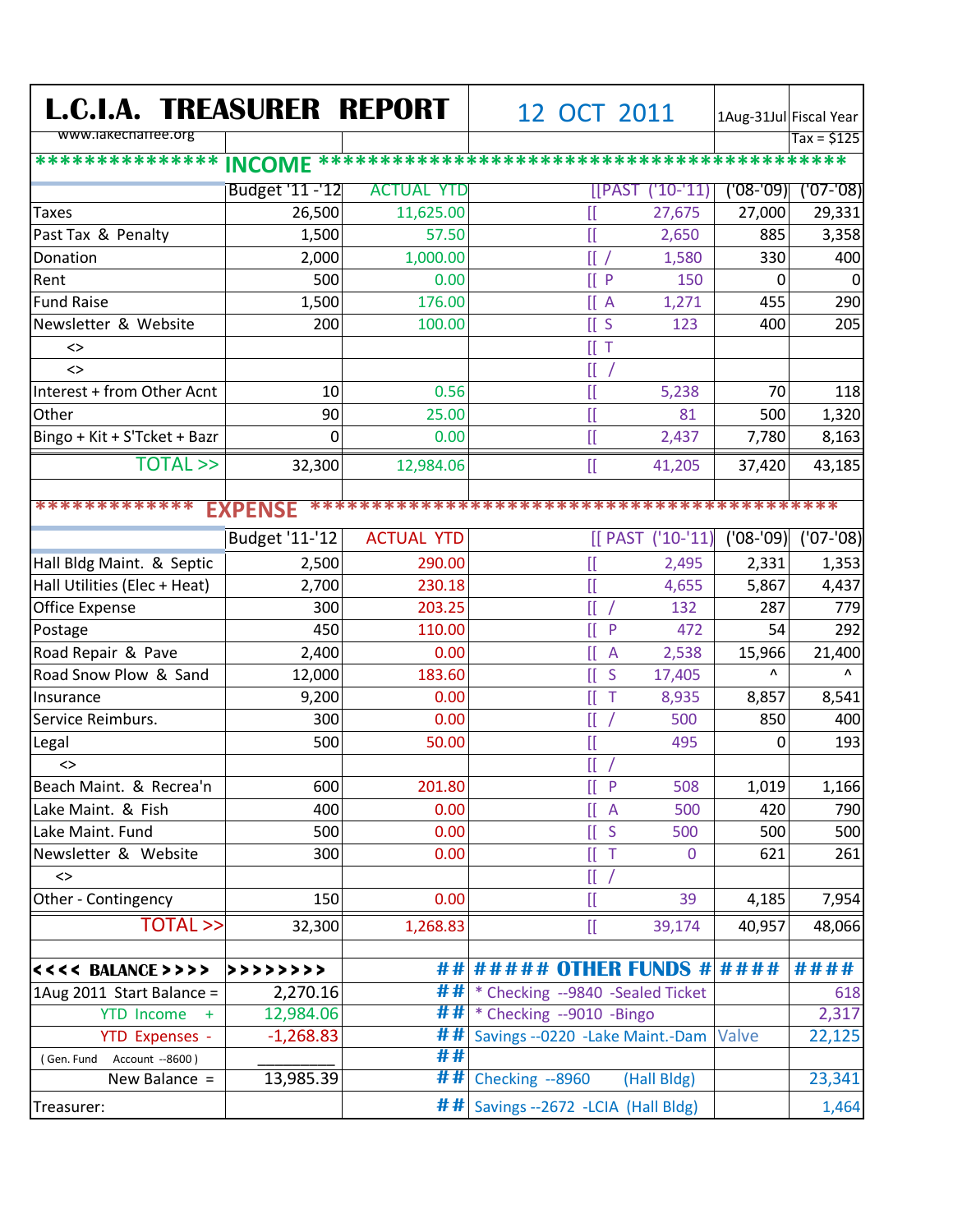# L.C.I.A. TREASURER REPORT

www.lakechaffee.org

**12 OCT 2011** | 1Aug-31Jul Fiscal Year | Tax = $125

## INCOME

| | Budget '11 -'12 | ACTUAL YTD | [[PAST ('10-'11) | ('08-'09) | ('07-'08) |
|---|---|---|---|---|---|
| Taxes | 26,500 | 11,625.00 | [[ 27,675 | 27,000 | 29,331 |
| Past Tax & Penalty | 1,500 | 57.50 | [[ 2,650 | 885 | 3,358 |
| Donation | 2,000 | 1,000.00 | [[ / 1,580 | 330 | 400 |
| Rent | 500 | 0.00 | [[ P 150 | 0 | 0 |
| Fund Raise | 1,500 | 176.00 | [[ A 1,271 | 455 | 290 |
| Newsletter & Website | 200 | 100.00 | [[ S 123 | 400 | 205 |
| <> | | | [[ T | | |
| <> | | | [[ / | | |
| Interest + from Other Acnt | 10 | 0.56 | [[ 5,238 | 70 | 118 |
| Other | 90 | 25.00 | [[ 81 | 500 | 1,320 |
| Bingo + Kit + S'Tcket + Bazr | 0 | 0.00 | [[ 2,437 | 7,780 | 8,163 |
| TOTAL >> | 32,300 | 12,984.06 | [[ 41,205 | 37,420 | 43,185 |

## EXPENSE

| | Budget '11-'12 | ACTUAL YTD | [[ PAST ('10-'11) | ('08-'09) | ('07-'08) |
|---|---|---|---|---|---|
| Hall Bldg Maint. & Septic | 2,500 | 290.00 | [[ 2,495 | 2,331 | 1,353 |
| Hall Utilities (Elec + Heat) | 2,700 | 230.18 | [[ 4,655 | 5,867 | 4,437 |
| Office Expense | 300 | 203.25 | [[ / 132 | 287 | 779 |
| Postage | 450 | 110.00 | [[ P 472 | 54 | 292 |
| Road Repair & Pave | 2,400 | 0.00 | [[ A 2,538 | 15,966 | 21,400 |
| Road Snow Plow & Sand | 12,000 | 183.60 | [[ S 17,405 | ^ | ^ |
| Insurance | 9,200 | 0.00 | [[ T 8,935 | 8,857 | 8,541 |
| Service Reimburs. | 300 | 0.00 | [[ / 500 | 850 | 400 |
| Legal | 500 | 50.00 | [[ 495 | 0 | 193 |
| <> | | | [[ / | | |
| Beach Maint. & Recrea'n | 600 | 201.80 | [[ P 508 | 1,019 | 1,166 |
| Lake Maint. & Fish | 400 | 0.00 | [[ A 500 | 420 | 790 |
| Lake Maint. Fund | 500 | 0.00 | [[ S 500 | 500 | 500 |
| Newsletter & Website | 300 | 0.00 | [[ T 0 | 621 | 261 |
| <> | | | [[ / | | |
| Other - Contingency | 150 | 0.00 | [[ 39 | 4,185 | 7,954 |
| TOTAL >> | 32,300 | 1,268.83 | [[ 39,174 | 40,957 | 48,066 |

## BALANCE / OTHER FUNDS

| <<<< BALANCE >>>> | >>>>>>>> | ## | ##### OTHER FUNDS # | #### | #### |
|---|---|---|---|---|---|
| 1Aug 2011 Start Balance = | 2,270.16 | ## | * Checking --9840 -Sealed Ticket | | 618 |
| YTD Income + | 12,984.06 | ## | * Checking --9010 -Bingo | | 2,317 |
| YTD Expenses - | -1,268.83 | ## | Savings --0220 -Lake Maint.-Dam | Valve | 22,125 |
| ( Gen. Fund Account --8600 ) | _________ | ## | | | |
| New Balance = | 13,985.39 | ## | Checking --8960 (Hall Bldg) | | 23,341 |
| Treasurer: | | ## | Savings --2672 -LCIA (Hall Bldg) | | 1,464 |